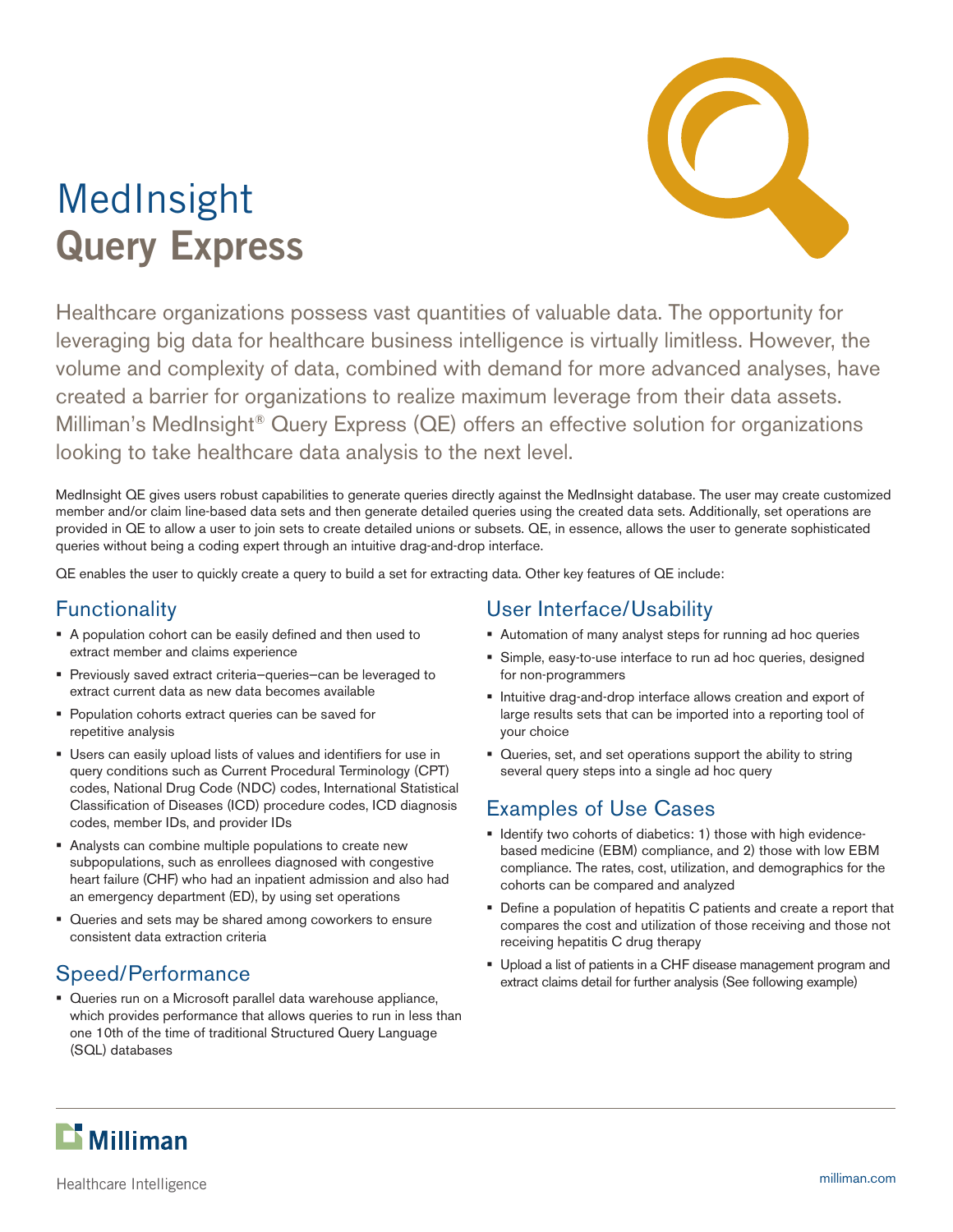# MedInsight
# Query Express

Healthcare organizations possess vast quantities of valuable data. The opportunity for leveraging big data for healthcare business intelligence is virtually limitless. However, the volume and complexity of data, combined with demand for more advanced analyses, have created a barrier for organizations to realize maximum leverage from their data assets. Milliman's MedInsight® Query Express (QE) offers an effective solution for organizations looking to take healthcare data analysis to the next level.

MedInsight QE gives users robust capabilities to generate queries directly against the MedInsight database. The user may create customized member and/or claim line-based data sets and then generate detailed queries using the created data sets. Additionally, set operations are provided in QE to allow a user to join sets to create detailed unions or subsets. QE, in essence, allows the user to generate sophisticated queries without being a coding expert through an intuitive drag-and-drop interface.

QE enables the user to quickly create a query to build a set for extracting data. Other key features of QE include:

## Functionality

- A population cohort can be easily defined and then used to extract member and claims experience
- Previously saved extract criteria—queries—can be leveraged to extract current data as new data becomes available
- Population cohorts extract queries can be saved for repetitive analysis
- Users can easily upload lists of values and identifiers for use in query conditions such as Current Procedural Terminology (CPT) codes, National Drug Code (NDC) codes, International Statistical Classification of Diseases (ICD) procedure codes, ICD diagnosis codes, member IDs, and provider IDs
- Analysts can combine multiple populations to create new subpopulations, such as enrollees diagnosed with congestive heart failure (CHF) who had an inpatient admission and also had an emergency department (ED), by using set operations
- Queries and sets may be shared among coworkers to ensure consistent data extraction criteria

## Speed/Performance

- Queries run on a Microsoft parallel data warehouse appliance, which provides performance that allows queries to run in less than one 10th of the time of traditional Structured Query Language (SQL) databases

## User Interface/Usability

- Automation of many analyst steps for running ad hoc queries
- Simple, easy-to-use interface to run ad hoc queries, designed for non-programmers
- Intuitive drag-and-drop interface allows creation and export of large results sets that can be imported into a reporting tool of your choice
- Queries, set, and set operations support the ability to string several query steps into a single ad hoc query

## Examples of Use Cases

- Identify two cohorts of diabetics: 1) those with high evidence-based medicine (EBM) compliance, and 2) those with low EBM compliance. The rates, cost, utilization, and demographics for the cohorts can be compared and analyzed
- Define a population of hepatitis C patients and create a report that compares the cost and utilization of those receiving and those not receiving hepatitis C drug therapy
- Upload a list of patients in a CHF disease management program and extract claims detail for further analysis (See following example)

Milliman

Healthcare Intelligence

milliman.com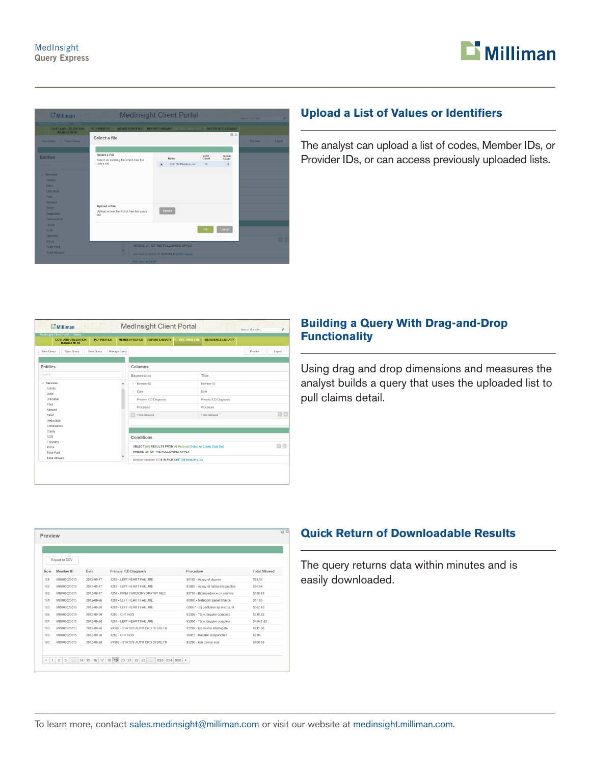## Upload a List of Values or Identifiers

The analyst can upload a list of codes, Member IDs, or Provider IDs, or can access previously uploaded lists.

## Building a Query With Drag-and-Drop Functionality

Using drag and drop dimensions and measures the analyst builds a query that uses the uploaded list to pull claims detail.

## Quick Return of Downloadable Results

The query returns data within minutes and is easily downloaded.

To learn more, contact sales.medinsight@milliman.com or visit our website at medinsight.milliman.com.